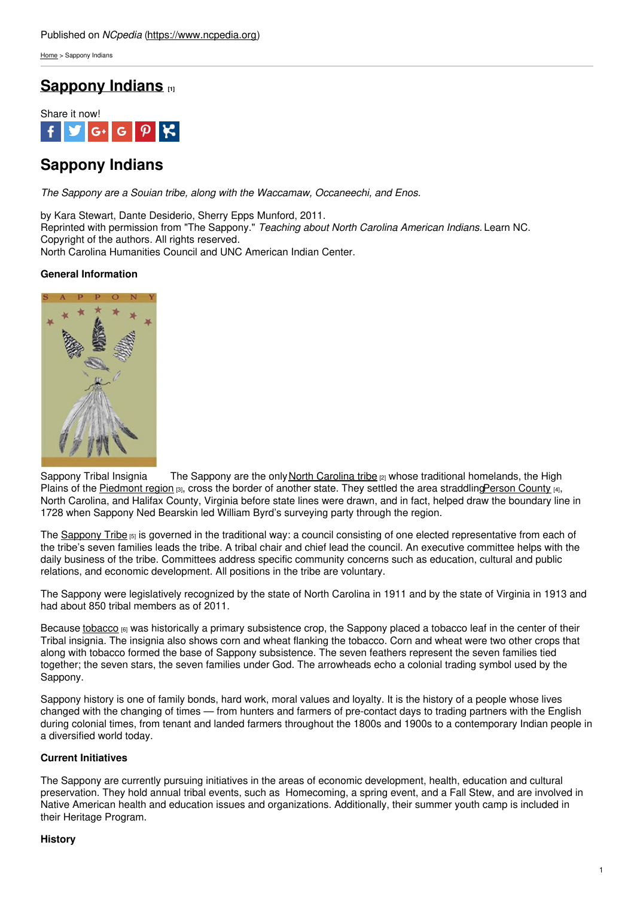Published on *NCpedia* (https://www.ncpedia.org)

Home > Sappony Indians

# Sappony Indians [1]

Share it now!

## Sappony Indians

*The Sappony are a Souian tribe, along with the Waccamaw, Occaneechi, and Enos.*

by Kara Stewart, Dante Desiderio, Sherry Epps Munford, 2011.
Reprinted with permission from "The Sappony." *Teaching about North Carolina American Indians.* Learn NC.
Copyright of the authors. All rights reserved.
North Carolina Humanities Council and UNC American Indian Center.

### General Information

Sappony Tribal Insignia

The Sappony are the only North Carolina tribe [2] whose traditional homelands, the High Plains of the Piedmont region [3], cross the border of another state. They settled the area straddling Person County [4], North Carolina, and Halifax County, Virginia before state lines were drawn, and in fact, helped draw the boundary line in 1728 when Sappony Ned Bearskin led William Byrd's surveying party through the region.

The Sappony Tribe [5] is governed in the traditional way: a council consisting of one elected representative from each of the tribe's seven families leads the tribe. A tribal chair and chief lead the council. An executive committee helps with the daily business of the tribe. Committees address specific community concerns such as education, cultural and public relations, and economic development. All positions in the tribe are voluntary.

The Sappony were legislatively recognized by the state of North Carolina in 1911 and by the state of Virginia in 1913 and had about 850 tribal members as of 2011.

Because tobacco [6] was historically a primary subsistence crop, the Sappony placed a tobacco leaf in the center of their Tribal insignia. The insignia also shows corn and wheat flanking the tobacco. Corn and wheat were two other crops that along with tobacco formed the base of Sappony subsistence. The seven feathers represent the seven families tied together; the seven stars, the seven families under God. The arrowheads echo a colonial trading symbol used by the Sappony.

Sappony history is one of family bonds, hard work, moral values and loyalty. It is the history of a people whose lives changed with the changing of times — from hunters and farmers of pre-contact days to trading partners with the English during colonial times, from tenant and landed farmers throughout the 1800s and 1900s to a contemporary Indian people in a diversified world today.

### Current Initiatives

The Sappony are currently pursuing initiatives in the areas of economic development, health, education and cultural preservation. They hold annual tribal events, such as Homecoming, a spring event, and a Fall Stew, and are involved in Native American health and education issues and organizations. Additionally, their summer youth camp is included in their Heritage Program.

### History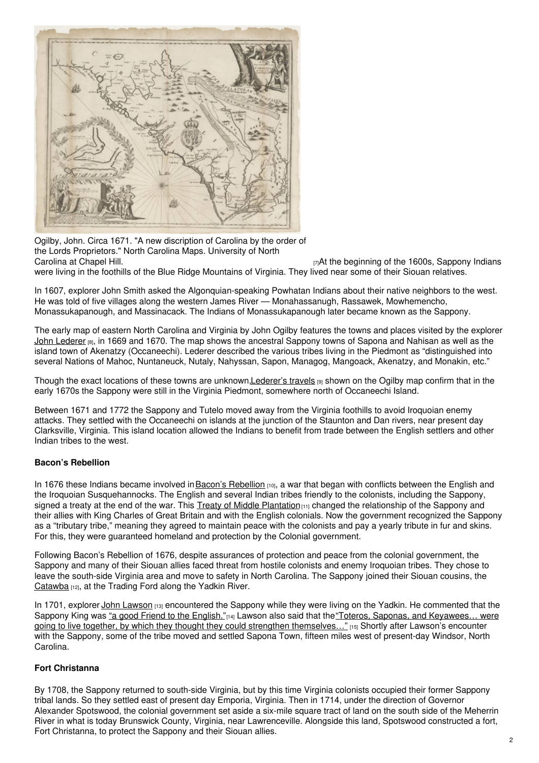Ogilby, John. Circa 1671. "A new discription of Carolina by the order of the Lords Proprietors." North Carolina Maps. University of North Carolina at Chapel Hill. [7]

At the beginning of the 1600s, Sappony Indians were living in the foothills of the Blue Ridge Mountains of Virginia. They lived near some of their Siouan relatives.

In 1607, explorer John Smith asked the Algonquian-speaking Powhatan Indians about their native neighbors to the west. He was told of five villages along the western James River — Monahassanugh, Rassawek, Mowhemencho, Monassukapanough, and Massinacack. The Indians of Monassukapanough later became known as the Sappony.

The early map of eastern North Carolina and Virginia by John Ogilby features the towns and places visited by the explorer John Lederer [8], in 1669 and 1670. The map shows the ancestral Sappony towns of Sapona and Nahisan as well as the island town of Akenatzy (Occaneechi). Lederer described the various tribes living in the Piedmont as "distinguished into several Nations of Mahoc, Nuntaneuck, Nutaly, Nahyssan, Sapon, Managog, Mangoack, Akenatzy, and Monakin, etc."

Though the exact locations of these towns are unknown, Lederer's travels [9] shown on the Ogilby map confirm that in the early 1670s the Sappony were still in the Virginia Piedmont, somewhere north of Occaneechi Island.

Between 1671 and 1772 the Sappony and Tutelo moved away from the Virginia foothills to avoid Iroquoian enemy attacks. They settled with the Occaneechi on islands at the junction of the Staunton and Dan rivers, near present day Clarksville, Virginia. This island location allowed the Indians to benefit from trade between the English settlers and other Indian tribes to the west.

### Bacon's Rebellion

In 1676 these Indians became involved in Bacon's Rebellion [10], a war that began with conflicts between the English and the Iroquoian Susquehannocks. The English and several Indian tribes friendly to the colonists, including the Sappony, signed a treaty at the end of the war. This Treaty of Middle Plantation [11] changed the relationship of the Sappony and their allies with King Charles of Great Britain and with the English colonials. Now the government recognized the Sappony as a "tributary tribe," meaning they agreed to maintain peace with the colonists and pay a yearly tribute in fur and skins. For this, they were guaranteed homeland and protection by the Colonial government.

Following Bacon's Rebellion of 1676, despite assurances of protection and peace from the colonial government, the Sappony and many of their Siouan allies faced threat from hostile colonists and enemy Iroquoian tribes. They chose to leave the south-side Virginia area and move to safety in North Carolina. The Sappony joined their Siouan cousins, the Catawba [12], at the Trading Ford along the Yadkin River.

In 1701, explorer John Lawson [13] encountered the Sappony while they were living on the Yadkin. He commented that the Sappony King was "a good Friend to the English." [14] Lawson also said that the "Toteros, Saponas, and Keyawees… were going to live together, by which they thought they could strengthen themselves…" [15] Shortly after Lawson's encounter with the Sappony, some of the tribe moved and settled Sapona Town, fifteen miles west of present-day Windsor, North Carolina.

### Fort Christanna

By 1708, the Sappony returned to south-side Virginia, but by this time Virginia colonists occupied their former Sappony tribal lands. So they settled east of present day Emporia, Virginia. Then in 1714, under the direction of Governor Alexander Spotswood, the colonial government set aside a six-mile square tract of land on the south side of the Meherrin River in what is today Brunswick County, Virginia, near Lawrenceville. Alongside this land, Spotswood constructed a fort, Fort Christanna, to protect the Sappony and their Siouan allies.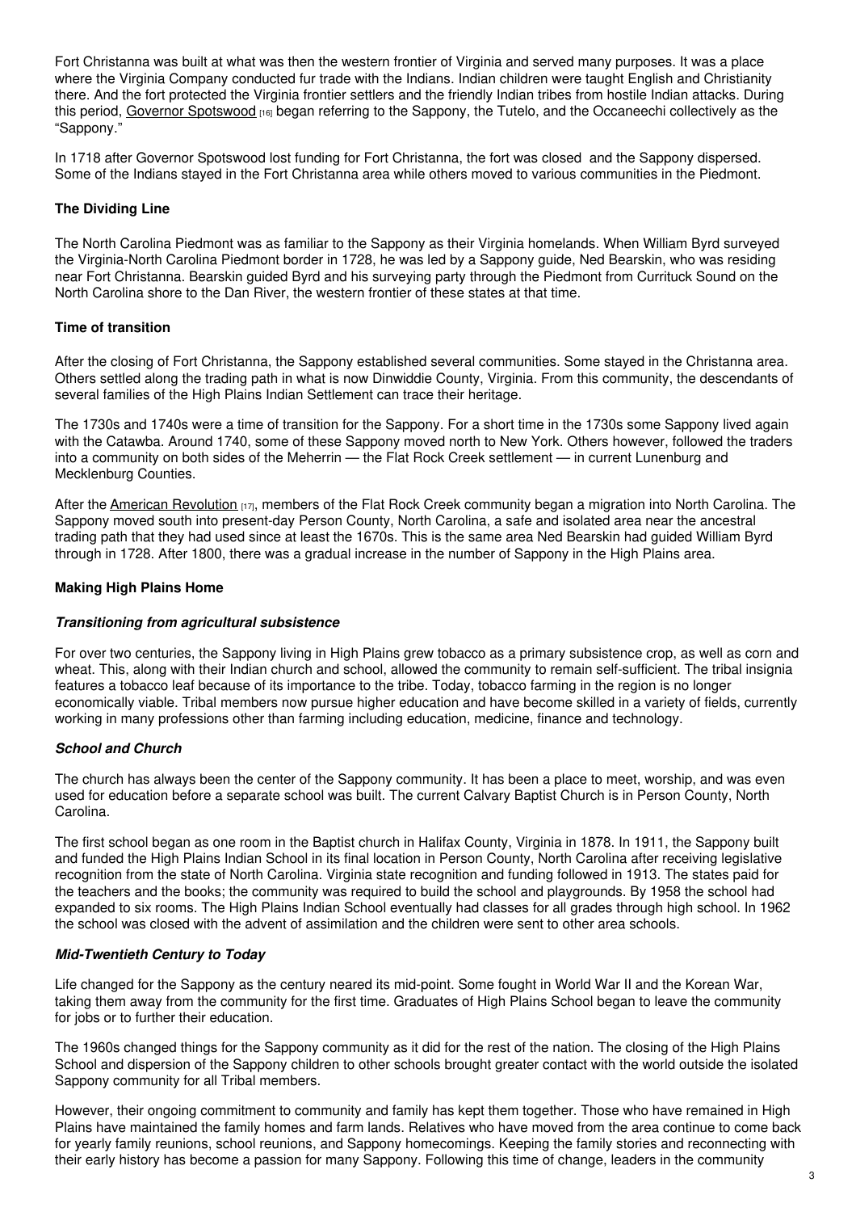Fort Christanna was built at what was then the western frontier of Virginia and served many purposes. It was a place where the Virginia Company conducted fur trade with the Indians. Indian children were taught English and Christianity there. And the fort protected the Virginia frontier settlers and the friendly Indian tribes from hostile Indian attacks. During this period, Governor Spotswood [16] began referring to the Sappony, the Tutelo, and the Occaneechi collectively as the "Sappony."

In 1718 after Governor Spotswood lost funding for Fort Christanna, the fort was closed and the Sappony dispersed. Some of the Indians stayed in the Fort Christanna area while others moved to various communities in the Piedmont.

### The Dividing Line

The North Carolina Piedmont was as familiar to the Sappony as their Virginia homelands. When William Byrd surveyed the Virginia-North Carolina Piedmont border in 1728, he was led by a Sappony guide, Ned Bearskin, who was residing near Fort Christanna. Bearskin guided Byrd and his surveying party through the Piedmont from Currituck Sound on the North Carolina shore to the Dan River, the western frontier of these states at that time.

### Time of transition

After the closing of Fort Christanna, the Sappony established several communities. Some stayed in the Christanna area. Others settled along the trading path in what is now Dinwiddie County, Virginia. From this community, the descendants of several families of the High Plains Indian Settlement can trace their heritage.

The 1730s and 1740s were a time of transition for the Sappony. For a short time in the 1730s some Sappony lived again with the Catawba. Around 1740, some of these Sappony moved north to New York. Others however, followed the traders into a community on both sides of the Meherrin — the Flat Rock Creek settlement — in current Lunenburg and Mecklenburg Counties.

After the American Revolution [17], members of the Flat Rock Creek community began a migration into North Carolina. The Sappony moved south into present-day Person County, North Carolina, a safe and isolated area near the ancestral trading path that they had used since at least the 1670s. This is the same area Ned Bearskin had guided William Byrd through in 1728. After 1800, there was a gradual increase in the number of Sappony in the High Plains area.

### Making High Plains Home

#### *Transitioning from agricultural subsistence*

For over two centuries, the Sappony living in High Plains grew tobacco as a primary subsistence crop, as well as corn and wheat. This, along with their Indian church and school, allowed the community to remain self-sufficient. The tribal insignia features a tobacco leaf because of its importance to the tribe. Today, tobacco farming in the region is no longer economically viable. Tribal members now pursue higher education and have become skilled in a variety of fields, currently working in many professions other than farming including education, medicine, finance and technology.

#### *School and Church*

The church has always been the center of the Sappony community. It has been a place to meet, worship, and was even used for education before a separate school was built. The current Calvary Baptist Church is in Person County, North Carolina.

The first school began as one room in the Baptist church in Halifax County, Virginia in 1878. In 1911, the Sappony built and funded the High Plains Indian School in its final location in Person County, North Carolina after receiving legislative recognition from the state of North Carolina. Virginia state recognition and funding followed in 1913. The states paid for the teachers and the books; the community was required to build the school and playgrounds. By 1958 the school had expanded to six rooms. The High Plains Indian School eventually had classes for all grades through high school. In 1962 the school was closed with the advent of assimilation and the children were sent to other area schools.

#### *Mid-Twentieth Century to Today*

Life changed for the Sappony as the century neared its mid-point. Some fought in World War II and the Korean War, taking them away from the community for the first time. Graduates of High Plains School began to leave the community for jobs or to further their education.

The 1960s changed things for the Sappony community as it did for the rest of the nation. The closing of the High Plains School and dispersion of the Sappony children to other schools brought greater contact with the world outside the isolated Sappony community for all Tribal members.

However, their ongoing commitment to community and family has kept them together. Those who have remained in High Plains have maintained the family homes and farm lands. Relatives who have moved from the area continue to come back for yearly family reunions, school reunions, and Sappony homecomings. Keeping the family stories and reconnecting with their early history has become a passion for many Sappony. Following this time of change, leaders in the community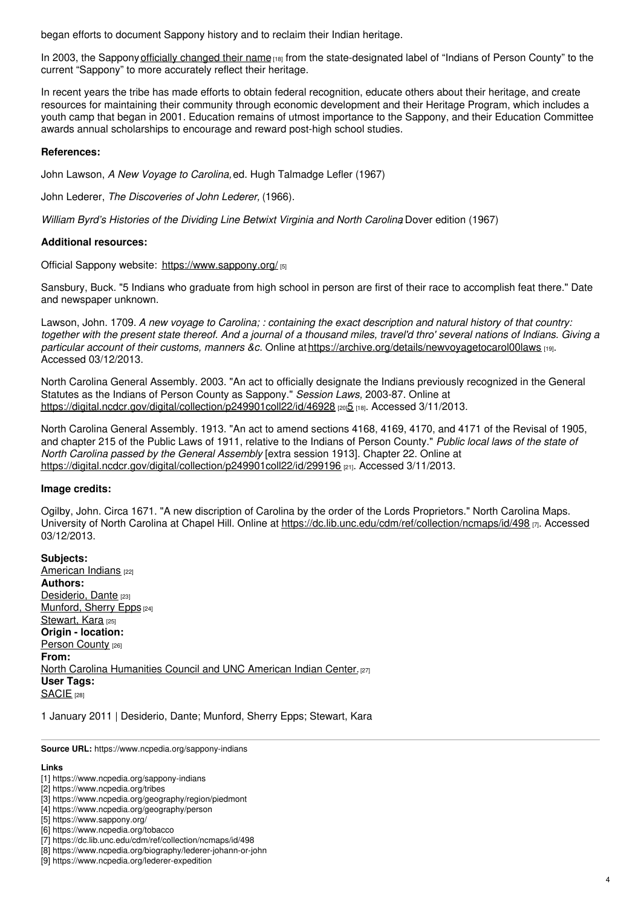began efforts to document Sappony history and to reclaim their Indian heritage.

In 2003, the Sappony officially changed their name [18] from the state-designated label of "Indians of Person County" to the current "Sappony" to more accurately reflect their heritage.

In recent years the tribe has made efforts to obtain federal recognition, educate others about their heritage, and create resources for maintaining their community through economic development and their Heritage Program, which includes a youth camp that began in 2001. Education remains of utmost importance to the Sappony, and their Education Committee awards annual scholarships to encourage and reward post-high school studies.

**References:**

John Lawson, *A New Voyage to Carolina,* ed. Hugh Talmadge Lefler (1967)

John Lederer, *The Discoveries of John Lederer,* (1966).

*William Byrd's Histories of the Dividing Line Betwixt Virginia and North Carolina*, Dover edition (1967)

**Additional resources:**

Official Sappony website: https://www.sappony.org/ [5]

Sansbury, Buck. "5 Indians who graduate from high school in person are first of their race to accomplish feat there." Date and newspaper unknown.

Lawson, John. 1709. *A new voyage to Carolina; : containing the exact description and natural history of that country: together with the present state thereof. And a journal of a thousand miles, travel'd thro' several nations of Indians. Giving a particular account of their customs, manners &c.* Online at https://archive.org/details/newvoyagetocarol00laws [19]. Accessed 03/12/2013.

North Carolina General Assembly. 2003. "An act to officially designate the Indians previously recognized in the General Statutes as the Indians of Person County as Sappony." *Session Laws,* 2003-87. Online at https://digital.ncdcr.gov/digital/collection/p249901coll22/id/46928 [20]5 [18]. Accessed 3/11/2013.

North Carolina General Assembly. 1913. "An act to amend sections 4168, 4169, 4170, and 4171 of the Revisal of 1905, and chapter 215 of the Public Laws of 1911, relative to the Indians of Person County." *Public local laws of the state of North Carolina passed by the General Assembly* [extra session 1913]. Chapter 22. Online at https://digital.ncdcr.gov/digital/collection/p249901coll22/id/299196 [21]. Accessed 3/11/2013.

**Image credits:**

Ogilby, John. Circa 1671. "A new discription of Carolina by the order of the Lords Proprietors." North Carolina Maps. University of North Carolina at Chapel Hill. Online at https://dc.lib.unc.edu/cdm/ref/collection/ncmaps/id/498 [7]. Accessed 03/12/2013.

**Subjects:**
American Indians [22]
**Authors:**
Desiderio, Dante [23]
Munford, Sherry Epps [24]
Stewart, Kara [25]
**Origin - location:**
Person County [26]
**From:**
North Carolina Humanities Council and UNC American Indian Center. [27]
**User Tags:**
SACIE [28]

1 January 2011 | Desiderio, Dante; Munford, Sherry Epps; Stewart, Kara

**Source URL:** https://www.ncpedia.org/sappony-indians

**Links**
[1] https://www.ncpedia.org/sappony-indians
[2] https://www.ncpedia.org/tribes
[3] https://www.ncpedia.org/geography/region/piedmont
[4] https://www.ncpedia.org/geography/person
[5] https://www.sappony.org/
[6] https://www.ncpedia.org/tobacco
[7] https://dc.lib.unc.edu/cdm/ref/collection/ncmaps/id/498
[8] https://www.ncpedia.org/biography/lederer-johann-or-john
[9] https://www.ncpedia.org/lederer-expedition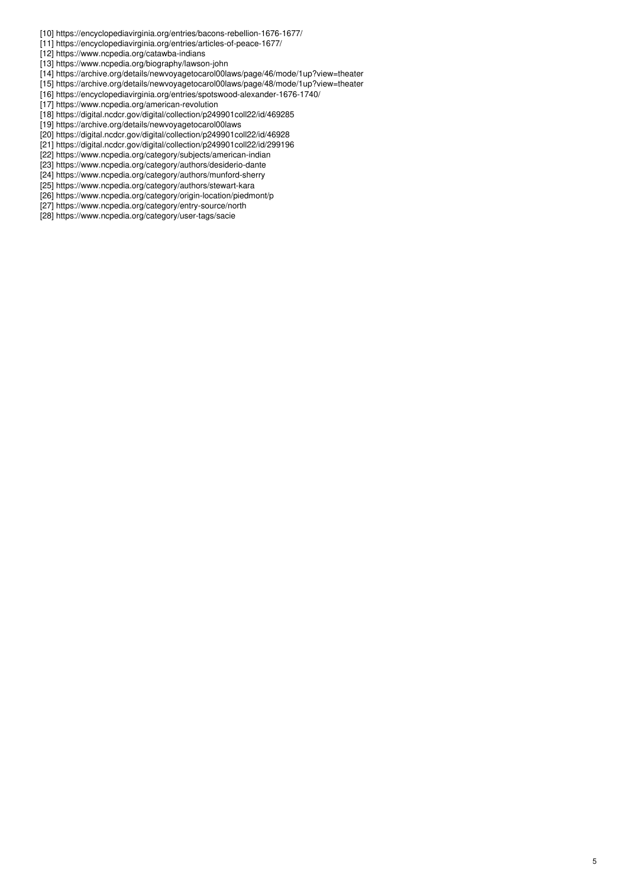[10] https://encyclopediavirginia.org/entries/bacons-rebellion-1676-1677/
[11] https://encyclopediavirginia.org/entries/articles-of-peace-1677/
[12] https://www.ncpedia.org/catawba-indians
[13] https://www.ncpedia.org/biography/lawson-john
[14] https://archive.org/details/newvoyagetocarol00laws/page/46/mode/1up?view=theater
[15] https://archive.org/details/newvoyagetocarol00laws/page/48/mode/1up?view=theater
[16] https://encyclopediavirginia.org/entries/spotswood-alexander-1676-1740/
[17] https://www.ncpedia.org/american-revolution
[18] https://digital.ncdcr.gov/digital/collection/p249901coll22/id/469285
[19] https://archive.org/details/newvoyagetocarol00laws
[20] https://digital.ncdcr.gov/digital/collection/p249901coll22/id/46928
[21] https://digital.ncdcr.gov/digital/collection/p249901coll22/id/299196
[22] https://www.ncpedia.org/category/subjects/american-indian
[23] https://www.ncpedia.org/category/authors/desiderio-dante
[24] https://www.ncpedia.org/category/authors/munford-sherry
[25] https://www.ncpedia.org/category/authors/stewart-kara
[26] https://www.ncpedia.org/category/origin-location/piedmont/p
[27] https://www.ncpedia.org/category/entry-source/north
[28] https://www.ncpedia.org/category/user-tags/sacie